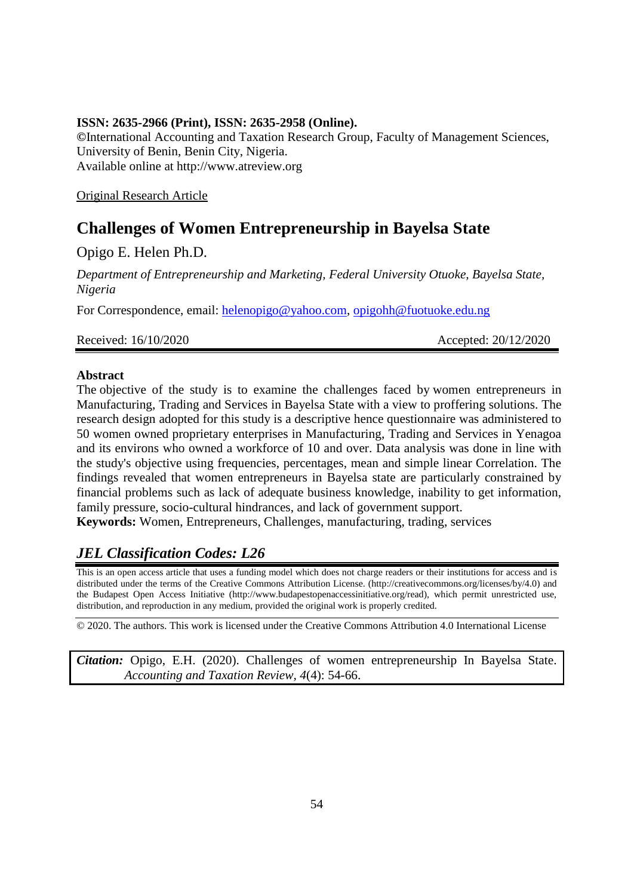**ISSN: 2635-2966 (Print), ISSN: 2635-2958 (Online).**
**©**International Accounting and Taxation Research Group, Faculty of Management Sciences, University of Benin, Benin City, Nigeria.
Available online at http://www.atreview.org

Original Research Article

# Challenges of Women Entrepreneurship in Bayelsa State

Opigo E. Helen Ph.D.

*Department of Entrepreneurship and Marketing, Federal University Otuoke, Bayelsa State, Nigeria*

For Correspondence, email: helenopigo@yahoo.com, opigohh@fuotuoke.edu.ng

Received: 16/10/2020 Accepted: 20/12/2020

**Abstract**

The objective of the study is to examine the challenges faced by women entrepreneurs in Manufacturing, Trading and Services in Bayelsa State with a view to proffering solutions. The research design adopted for this study is a descriptive hence questionnaire was administered to 50 women owned proprietary enterprises in Manufacturing, Trading and Services in Yenagoa and its environs who owned a workforce of 10 and over. Data analysis was done in line with the study's objective using frequencies, percentages, mean and simple linear Correlation. The findings revealed that women entrepreneurs in Bayelsa state are particularly constrained by financial problems such as lack of adequate business knowledge, inability to get information, family pressure, socio-cultural hindrances, and lack of government support.

**Keywords:** Women, Entrepreneurs, Challenges, manufacturing, trading, services

## *JEL Classification Codes: L26*

This is an open access article that uses a funding model which does not charge readers or their institutions for access and is distributed under the terms of the Creative Commons Attribution License. (http://creativecommons.org/licenses/by/4.0) and the Budapest Open Access Initiative (http://www.budapestopenaccessinitiative.org/read), which permit unrestricted use, distribution, and reproduction in any medium, provided the original work is properly credited.

© 2020. The authors. This work is licensed under the Creative Commons Attribution 4.0 International License

***Citation:*** Opigo, E.H. (2020). Challenges of women entrepreneurship In Bayelsa State. *Accounting and Taxation Review*, *4*(4): 54-66.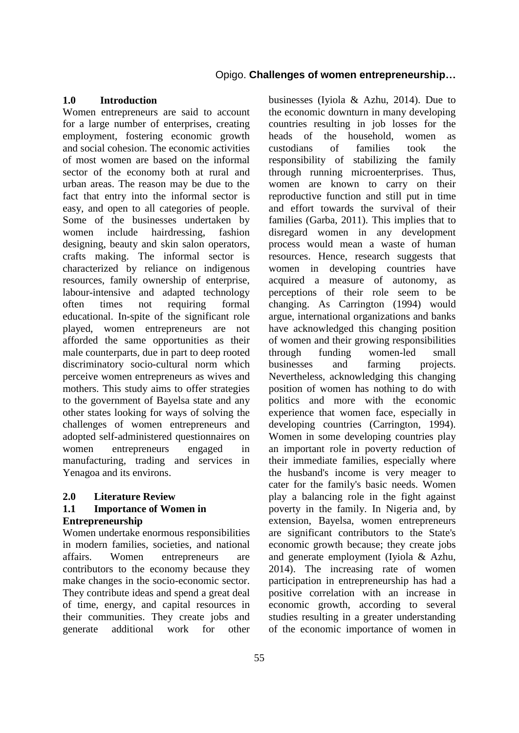## 1.0 Introduction

Women entrepreneurs are said to account for a large number of enterprises, creating employment, fostering economic growth and social cohesion. The economic activities of most women are based on the informal sector of the economy both at rural and urban areas. The reason may be due to the fact that entry into the informal sector is easy, and open to all categories of people. Some of the businesses undertaken by women include hairdressing, fashion designing, beauty and skin salon operators, crafts making. The informal sector is characterized by reliance on indigenous resources, family ownership of enterprise, labour-intensive and adapted technology often times not requiring formal educational. In-spite of the significant role played, women entrepreneurs are not afforded the same opportunities as their male counterparts, due in part to deep rooted discriminatory socio-cultural norm which perceive women entrepreneurs as wives and mothers. This study aims to offer strategies to the government of Bayelsa state and any other states looking for ways of solving the challenges of women entrepreneurs and adopted self-administered questionnaires on women entrepreneurs engaged in manufacturing, trading and services in Yenagoa and its environs.

## 2.0 Literature Review

### 1.1 Importance of Women in Entrepreneurship

Women undertake enormous responsibilities in modern families, societies, and national affairs. Women entrepreneurs are contributors to the economy because they make changes in the socio-economic sector. They contribute ideas and spend a great deal of time, energy, and capital resources in their communities. They create jobs and generate additional work for other businesses (Iyiola & Azhu, 2014). Due to the economic downturn in many developing countries resulting in job losses for the heads of the household, women as custodians of families took the responsibility of stabilizing the family through running microenterprises. Thus, women are known to carry on their reproductive function and still put in time and effort towards the survival of their families (Garba, 2011). This implies that to disregard women in any development process would mean a waste of human resources. Hence, research suggests that women in developing countries have acquired a measure of autonomy, as perceptions of their role seem to be changing. As Carrington (1994) would argue, international organizations and banks have acknowledged this changing position of women and their growing responsibilities through funding women-led small businesses and farming projects. Nevertheless, acknowledging this changing position of women has nothing to do with politics and more with the economic experience that women face, especially in developing countries (Carrington, 1994). Women in some developing countries play an important role in poverty reduction of their immediate families, especially where the husband's income is very meager to cater for the family's basic needs. Women play a balancing role in the fight against poverty in the family. In Nigeria and, by extension, Bayelsa, women entrepreneurs are significant contributors to the State's economic growth because; they create jobs and generate employment (Iyiola & Azhu, 2014). The increasing rate of women participation in entrepreneurship has had a positive correlation with an increase in economic growth, according to several studies resulting in a greater understanding of the economic importance of women in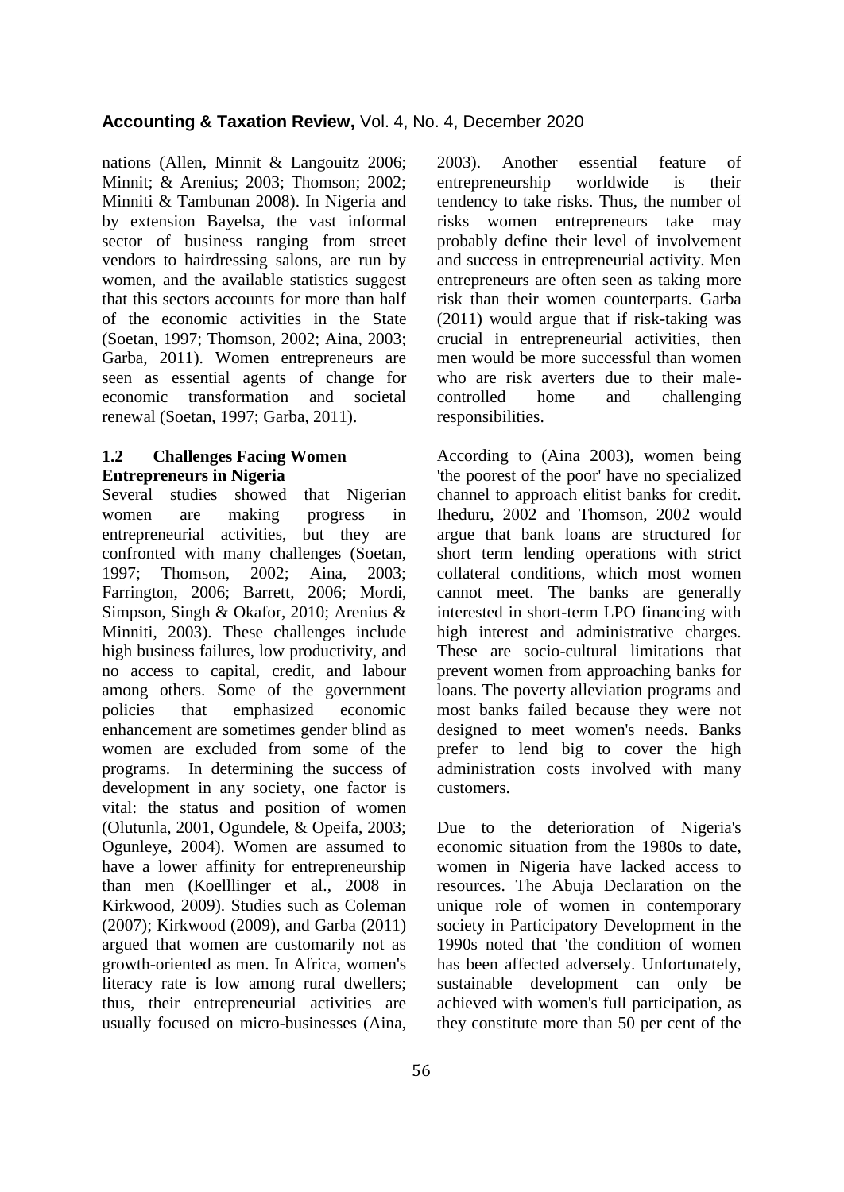nations (Allen, Minnit & Langouitz 2006; Minnit; & Arenius; 2003; Thomson; 2002; Minniti & Tambunan 2008). In Nigeria and by extension Bayelsa, the vast informal sector of business ranging from street vendors to hairdressing salons, are run by women, and the available statistics suggest that this sectors accounts for more than half of the economic activities in the State (Soetan, 1997; Thomson, 2002; Aina, 2003; Garba, 2011). Women entrepreneurs are seen as essential agents of change for economic transformation and societal renewal (Soetan, 1997; Garba, 2011).

### 1.2 Challenges Facing Women Entrepreneurs in Nigeria

Several studies showed that Nigerian women are making progress in entrepreneurial activities, but they are confronted with many challenges (Soetan, 1997; Thomson, 2002; Aina, 2003; Farrington, 2006; Barrett, 2006; Mordi, Simpson, Singh & Okafor, 2010; Arenius & Minniti, 2003). These challenges include high business failures, low productivity, and no access to capital, credit, and labour among others. Some of the government policies that emphasized economic enhancement are sometimes gender blind as women are excluded from some of the programs. In determining the success of development in any society, one factor is vital: the status and position of women (Olutunla, 2001, Ogundele, & Opeifa, 2003; Ogunleye, 2004). Women are assumed to have a lower affinity for entrepreneurship than men (Koelllinger et al., 2008 in Kirkwood, 2009). Studies such as Coleman (2007); Kirkwood (2009), and Garba (2011) argued that women are customarily not as growth-oriented as men. In Africa, women's literacy rate is low among rural dwellers; thus, their entrepreneurial activities are usually focused on micro-businesses (Aina, 2003). Another essential feature of entrepreneurship worldwide is their tendency to take risks. Thus, the number of risks women entrepreneurs take may probably define their level of involvement and success in entrepreneurial activity. Men entrepreneurs are often seen as taking more risk than their women counterparts. Garba (2011) would argue that if risk-taking was crucial in entrepreneurial activities, then men would be more successful than women who are risk averters due to their male-controlled home and challenging responsibilities.

According to (Aina 2003), women being 'the poorest of the poor' have no specialized channel to approach elitist banks for credit. Iheduru, 2002 and Thomson, 2002 would argue that bank loans are structured for short term lending operations with strict collateral conditions, which most women cannot meet. The banks are generally interested in short-term LPO financing with high interest and administrative charges. These are socio-cultural limitations that prevent women from approaching banks for loans. The poverty alleviation programs and most banks failed because they were not designed to meet women's needs. Banks prefer to lend big to cover the high administration costs involved with many customers.

Due to the deterioration of Nigeria's economic situation from the 1980s to date, women in Nigeria have lacked access to resources. The Abuja Declaration on the unique role of women in contemporary society in Participatory Development in the 1990s noted that 'the condition of women has been affected adversely. Unfortunately, sustainable development can only be achieved with women's full participation, as they constitute more than 50 per cent of the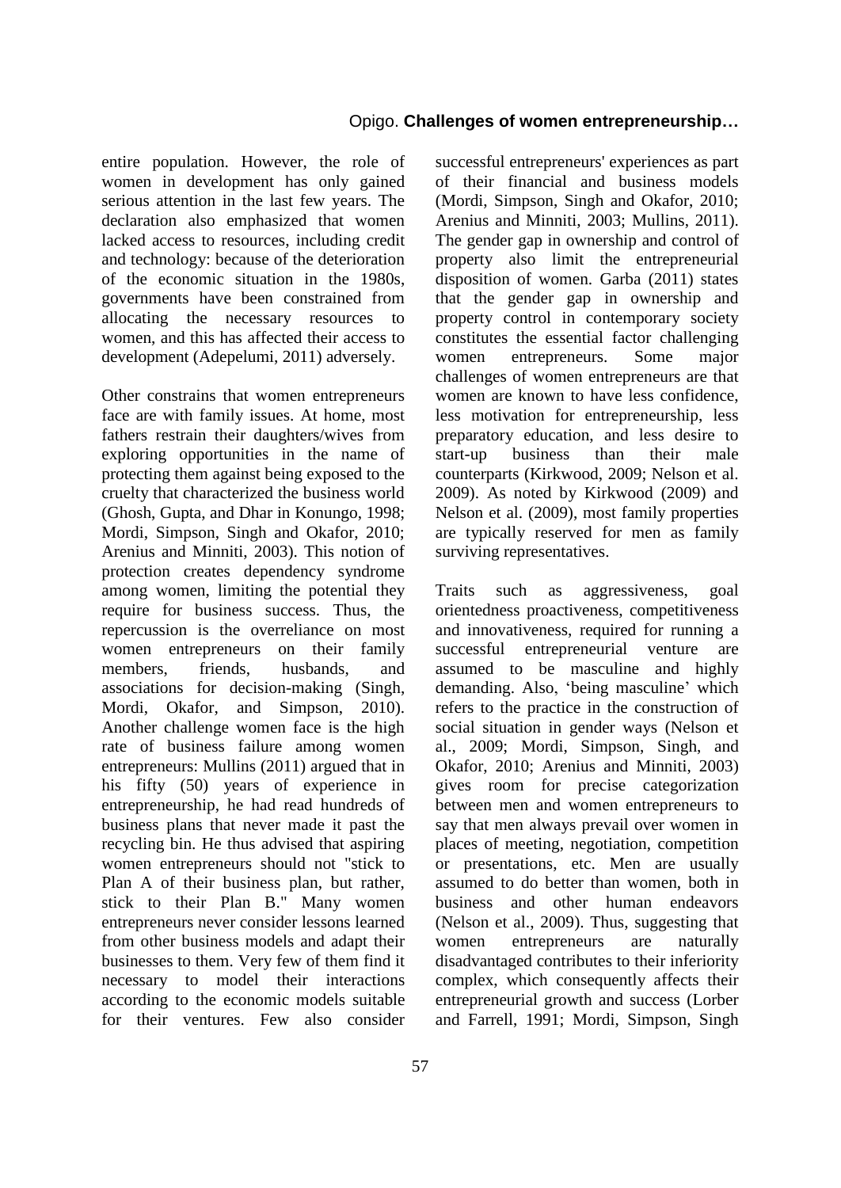entire population. However, the role of women in development has only gained serious attention in the last few years. The declaration also emphasized that women lacked access to resources, including credit and technology: because of the deterioration of the economic situation in the 1980s, governments have been constrained from allocating the necessary resources to women, and this has affected their access to development (Adepelumi, 2011) adversely.

Other constrains that women entrepreneurs face are with family issues. At home, most fathers restrain their daughters/wives from exploring opportunities in the name of protecting them against being exposed to the cruelty that characterized the business world (Ghosh, Gupta, and Dhar in Konungo, 1998; Mordi, Simpson, Singh and Okafor, 2010; Arenius and Minniti, 2003). This notion of protection creates dependency syndrome among women, limiting the potential they require for business success. Thus, the repercussion is the overreliance on most women entrepreneurs on their family members, friends, husbands, and associations for decision-making (Singh, Mordi, Okafor, and Simpson, 2010). Another challenge women face is the high rate of business failure among women entrepreneurs: Mullins (2011) argued that in his fifty (50) years of experience in entrepreneurship, he had read hundreds of business plans that never made it past the recycling bin. He thus advised that aspiring women entrepreneurs should not "stick to Plan A of their business plan, but rather, stick to their Plan B." Many women entrepreneurs never consider lessons learned from other business models and adapt their businesses to them. Very few of them find it necessary to model their interactions according to the economic models suitable for their ventures. Few also consider successful entrepreneurs' experiences as part of their financial and business models (Mordi, Simpson, Singh and Okafor, 2010; Arenius and Minniti, 2003; Mullins, 2011). The gender gap in ownership and control of property also limit the entrepreneurial disposition of women. Garba (2011) states that the gender gap in ownership and property control in contemporary society constitutes the essential factor challenging women entrepreneurs. Some major challenges of women entrepreneurs are that women are known to have less confidence, less motivation for entrepreneurship, less preparatory education, and less desire to start-up business than their male counterparts (Kirkwood, 2009; Nelson et al. 2009). As noted by Kirkwood (2009) and Nelson et al. (2009), most family properties are typically reserved for men as family surviving representatives.

Traits such as aggressiveness, goal orientedness proactiveness, competitiveness and innovativeness, required for running a successful entrepreneurial venture are assumed to be masculine and highly demanding. Also, 'being masculine' which refers to the practice in the construction of social situation in gender ways (Nelson et al., 2009; Mordi, Simpson, Singh, and Okafor, 2010; Arenius and Minniti, 2003) gives room for precise categorization between men and women entrepreneurs to say that men always prevail over women in places of meeting, negotiation, competition or presentations, etc. Men are usually assumed to do better than women, both in business and other human endeavors (Nelson et al., 2009). Thus, suggesting that women entrepreneurs are naturally disadvantaged contributes to their inferiority complex, which consequently affects their entrepreneurial growth and success (Lorber and Farrell, 1991; Mordi, Simpson, Singh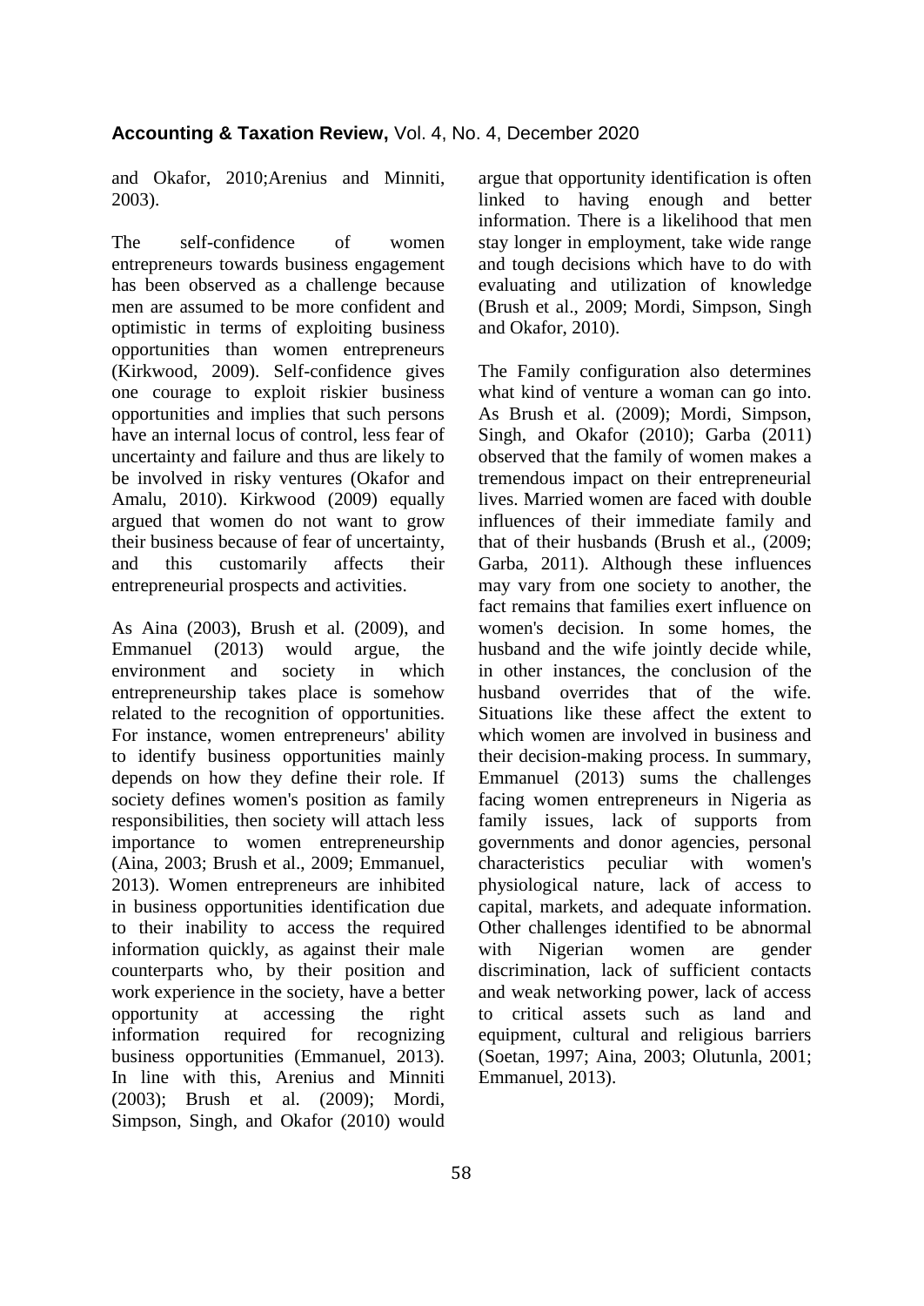and Okafor, 2010;Arenius and Minniti, 2003).

The self-confidence of women entrepreneurs towards business engagement has been observed as a challenge because men are assumed to be more confident and optimistic in terms of exploiting business opportunities than women entrepreneurs (Kirkwood, 2009). Self-confidence gives one courage to exploit riskier business opportunities and implies that such persons have an internal locus of control, less fear of uncertainty and failure and thus are likely to be involved in risky ventures (Okafor and Amalu, 2010). Kirkwood (2009) equally argued that women do not want to grow their business because of fear of uncertainty, and this customarily affects their entrepreneurial prospects and activities.

As Aina (2003), Brush et al. (2009), and Emmanuel (2013) would argue, the environment and society in which entrepreneurship takes place is somehow related to the recognition of opportunities. For instance, women entrepreneurs' ability to identify business opportunities mainly depends on how they define their role. If society defines women's position as family responsibilities, then society will attach less importance to women entrepreneurship (Aina, 2003; Brush et al., 2009; Emmanuel, 2013). Women entrepreneurs are inhibited in business opportunities identification due to their inability to access the required information quickly, as against their male counterparts who, by their position and work experience in the society, have a better opportunity at accessing the right information required for recognizing business opportunities (Emmanuel, 2013). In line with this, Arenius and Minniti (2003); Brush et al. (2009); Mordi, Simpson, Singh, and Okafor (2010) would argue that opportunity identification is often linked to having enough and better information. There is a likelihood that men stay longer in employment, take wide range and tough decisions which have to do with evaluating and utilization of knowledge (Brush et al., 2009; Mordi, Simpson, Singh and Okafor, 2010).

The Family configuration also determines what kind of venture a woman can go into. As Brush et al. (2009); Mordi, Simpson, Singh, and Okafor (2010); Garba (2011) observed that the family of women makes a tremendous impact on their entrepreneurial lives. Married women are faced with double influences of their immediate family and that of their husbands (Brush et al., (2009; Garba, 2011). Although these influences may vary from one society to another, the fact remains that families exert influence on women's decision. In some homes, the husband and the wife jointly decide while, in other instances, the conclusion of the husband overrides that of the wife. Situations like these affect the extent to which women are involved in business and their decision-making process. In summary, Emmanuel (2013) sums the challenges facing women entrepreneurs in Nigeria as family issues, lack of supports from governments and donor agencies, personal characteristics peculiar with women's physiological nature, lack of access to capital, markets, and adequate information. Other challenges identified to be abnormal with Nigerian women are gender discrimination, lack of sufficient contacts and weak networking power, lack of access to critical assets such as land and equipment, cultural and religious barriers (Soetan, 1997; Aina, 2003; Olutunla, 2001; Emmanuel, 2013).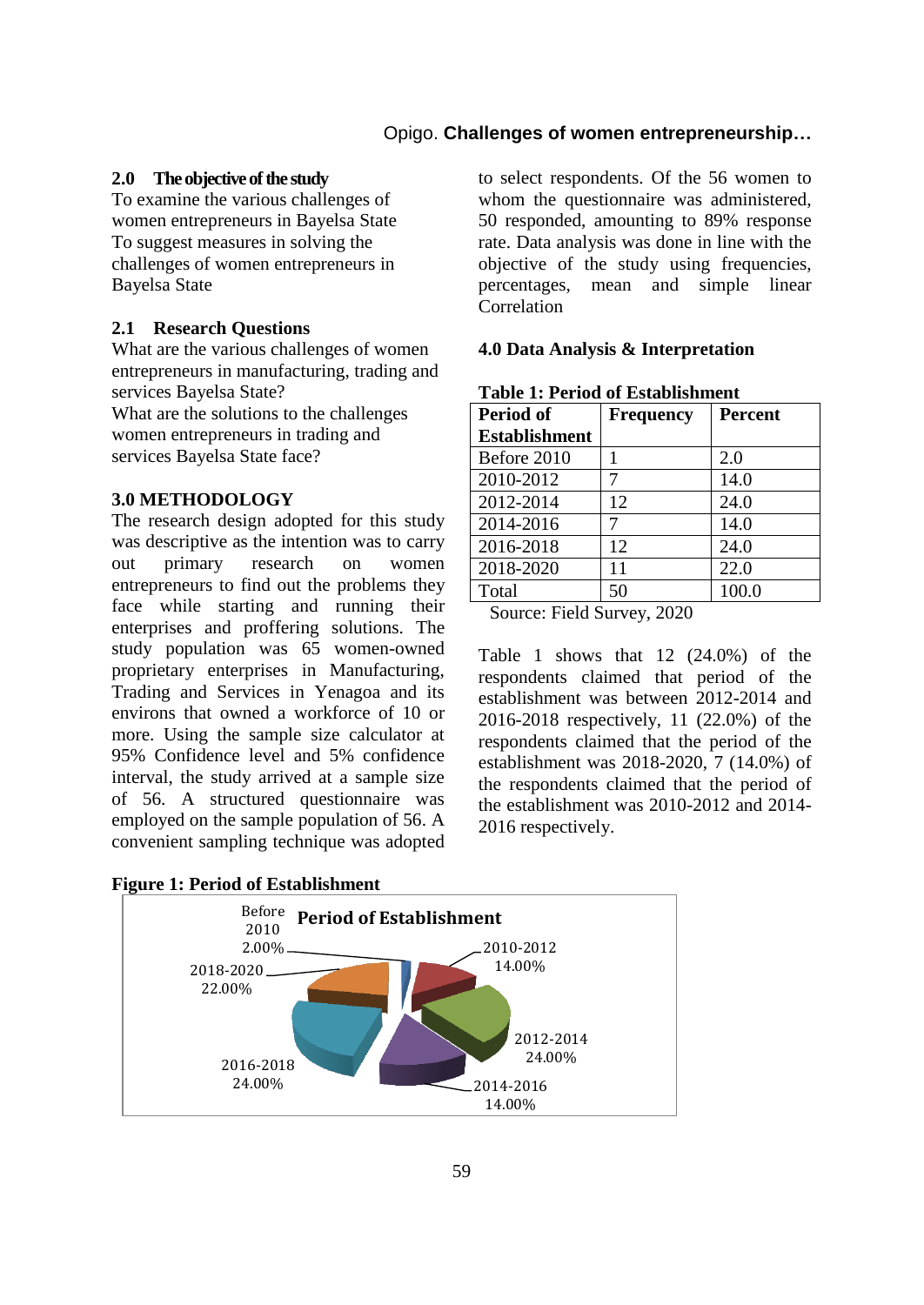## 2.0 The objective of the study

To examine the various challenges of women entrepreneurs in Bayelsa State
To suggest measures in solving the challenges of women entrepreneurs in Bayelsa State

## 2.1 Research Questions

What are the various challenges of women entrepreneurs in manufacturing, trading and services Bayelsa State?
What are the solutions to the challenges women entrepreneurs in trading and services Bayelsa State face?

## 3.0 METHODOLOGY

The research design adopted for this study was descriptive as the intention was to carry out primary research on women entrepreneurs to find out the problems they face while starting and running their enterprises and proffering solutions. The study population was 65 women-owned proprietary enterprises in Manufacturing, Trading and Services in Yenagoa and its environs that owned a workforce of 10 or more. Using the sample size calculator at 95% Confidence level and 5% confidence interval, the study arrived at a sample size of 56. A structured questionnaire was employed on the sample population of 56. A convenient sampling technique was adopted to select respondents. Of the 56 women to whom the questionnaire was administered, 50 responded, amounting to 89% response rate. Data analysis was done in line with the objective of the study using frequencies, percentages, mean and simple linear Correlation

## 4.0 Data Analysis & Interpretation

**Table 1: Period of Establishment**

| Period of Establishment | Frequency | Percent |
|---|---|---|
| Before 2010 | 1 | 2.0 |
| 2010-2012 | 7 | 14.0 |
| 2012-2014 | 12 | 24.0 |
| 2014-2016 | 7 | 14.0 |
| 2016-2018 | 12 | 24.0 |
| 2018-2020 | 11 | 22.0 |
| Total | 50 | 100.0 |

Source: Field Survey, 2020

Table 1 shows that 12 (24.0%) of the respondents claimed that period of the establishment was between 2012-2014 and 2016-2018 respectively, 11 (22.0%) of the respondents claimed that the period of the establishment was 2018-2020, 7 (14.0%) of the respondents claimed that the period of the establishment was 2010-2012 and 2014-2016 respectively.

**Figure 1: Period of Establishment**

Period of Establishment

Before 2010 2.00%; 2010-2012 14.00%; 2012-2014 24.00%; 2014-2016 14.00%; 2016-2018 24.00%; 2018-2020 22.00%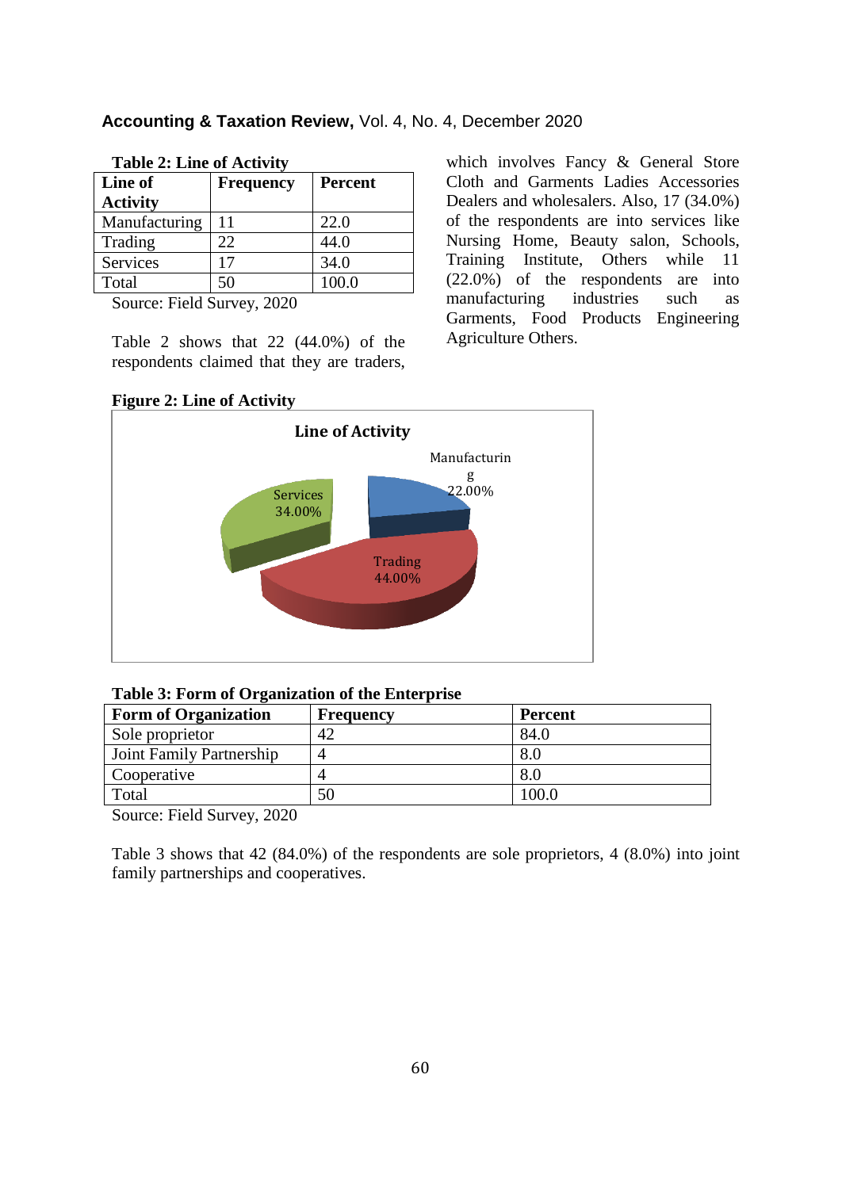**Table 2: Line of Activity**

| Line of Activity | Frequency | Percent |
|---|---|---|
| Manufacturing | 11 | 22.0 |
| Trading | 22 | 44.0 |
| Services | 17 | 34.0 |
| Total | 50 | 100.0 |

Source: Field Survey, 2020

Table 2 shows that 22 (44.0%) of the respondents claimed that they are traders, which involves Fancy & General Store Cloth and Garments Ladies Accessories Dealers and wholesalers. Also, 17 (34.0%) of the respondents are into services like Nursing Home, Beauty salon, Schools, Training Institute, Others while 11 (22.0%) of the respondents are into manufacturing industries such as Garments, Food Products Engineering Agriculture Others.

**Figure 2: Line of Activity**

Line of Activity

Manufacturing 22.00%

Services 34.00%

Trading 44.00%

**Table 3: Form of Organization of the Enterprise**

| Form of Organization | Frequency | Percent |
|---|---|---|
| Sole proprietor | 42 | 84.0 |
| Joint Family Partnership | 4 | 8.0 |
| Cooperative | 4 | 8.0 |
| Total | 50 | 100.0 |

Source: Field Survey, 2020

Table 3 shows that 42 (84.0%) of the respondents are sole proprietors, 4 (8.0%) into joint family partnerships and cooperatives.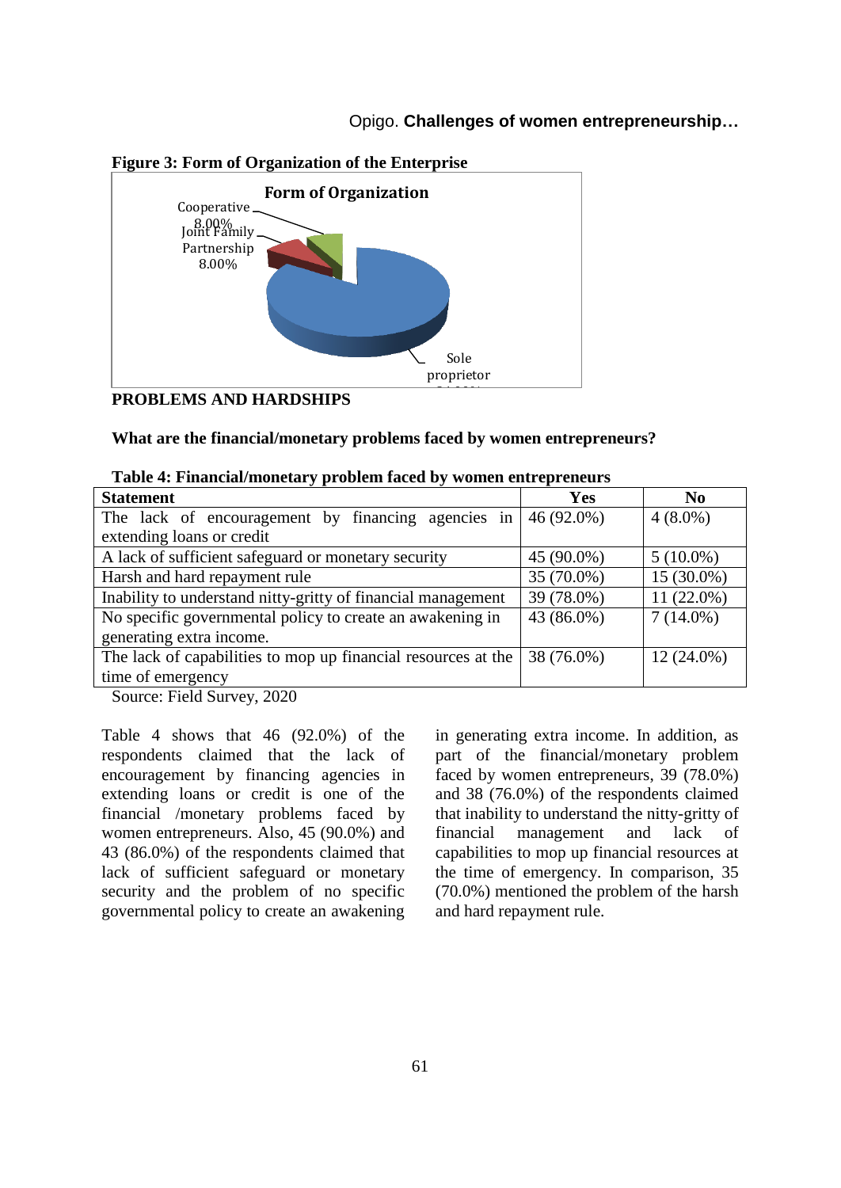**Figure 3: Form of Organization of the Enterprise**

**PROBLEMS AND HARDSHIPS**

**What are the financial/monetary problems faced by women entrepreneurs?**

**Table 4: Financial/monetary problem faced by women entrepreneurs**

| Statement | Yes | No |
|---|---|---|
| The lack of encouragement by financing agencies in extending loans or credit | 46 (92.0%) | 4 (8.0%) |
| A lack of sufficient safeguard or monetary security | 45 (90.0%) | 5 (10.0%) |
| Harsh and hard repayment rule | 35 (70.0%) | 15 (30.0%) |
| Inability to understand nitty-gritty of financial management | 39 (78.0%) | 11 (22.0%) |
| No specific governmental policy to create an awakening in generating extra income. | 43 (86.0%) | 7 (14.0%) |
| The lack of capabilities to mop up financial resources at the time of emergency | 38 (76.0%) | 12 (24.0%) |

Source: Field Survey, 2020

Table 4 shows that 46 (92.0%) of the respondents claimed that the lack of encouragement by financing agencies in extending loans or credit is one of the financial /monetary problems faced by women entrepreneurs. Also, 45 (90.0%) and 43 (86.0%) of the respondents claimed that lack of sufficient safeguard or monetary security and the problem of no specific governmental policy to create an awakening in generating extra income. In addition, as part of the financial/monetary problem faced by women entrepreneurs, 39 (78.0%) and 38 (76.0%) of the respondents claimed that inability to understand the nitty-gritty of financial management and lack of capabilities to mop up financial resources at the time of emergency. In comparison, 35 (70.0%) mentioned the problem of the harsh and hard repayment rule.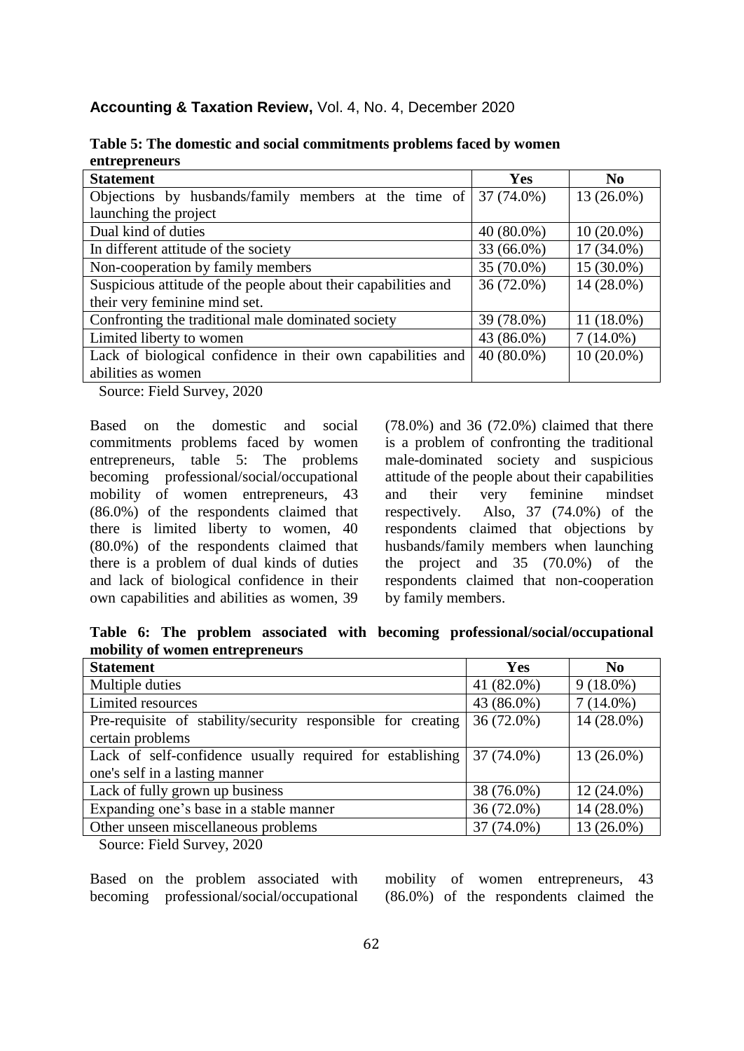**Table 5: The domestic and social commitments problems faced by women entrepreneurs**

| Statement | Yes | No |
|---|---|---|
| Objections by husbands/family members at the time of launching the project | 37 (74.0%) | 13 (26.0%) |
| Dual kind of duties | 40 (80.0%) | 10 (20.0%) |
| In different attitude of the society | 33 (66.0%) | 17 (34.0%) |
| Non-cooperation by family members | 35 (70.0%) | 15 (30.0%) |
| Suspicious attitude of the people about their capabilities and their very feminine mind set. | 36 (72.0%) | 14 (28.0%) |
| Confronting the traditional male dominated society | 39 (78.0%) | 11 (18.0%) |
| Limited liberty to women | 43 (86.0%) | 7 (14.0%) |
| Lack of biological confidence in their own capabilities and abilities as women | 40 (80.0%) | 10 (20.0%) |

Source: Field Survey, 2020

Based on the domestic and social commitments problems faced by women entrepreneurs, table 5: The problems becoming professional/social/occupational mobility of women entrepreneurs, 43 (86.0%) of the respondents claimed that there is limited liberty to women, 40 (80.0%) of the respondents claimed that there is a problem of dual kinds of duties and lack of biological confidence in their own capabilities and abilities as women, 39 (78.0%) and 36 (72.0%) claimed that there is a problem of confronting the traditional male-dominated society and suspicious attitude of the people about their capabilities and their very feminine mindset respectively. Also, 37 (74.0%) of the respondents claimed that objections by husbands/family members when launching the project and 35 (70.0%) of the respondents claimed that non-cooperation by family members.

**Table 6: The problem associated with becoming professional/social/occupational mobility of women entrepreneurs**

| Statement | Yes | No |
|---|---|---|
| Multiple duties | 41 (82.0%) | 9 (18.0%) |
| Limited resources | 43 (86.0%) | 7 (14.0%) |
| Pre-requisite of stability/security responsible for creating certain problems | 36 (72.0%) | 14 (28.0%) |
| Lack of self-confidence usually required for establishing one's self in a lasting manner | 37 (74.0%) | 13 (26.0%) |
| Lack of fully grown up business | 38 (76.0%) | 12 (24.0%) |
| Expanding one's base in a stable manner | 36 (72.0%) | 14 (28.0%) |
| Other unseen miscellaneous problems | 37 (74.0%) | 13 (26.0%) |

Source: Field Survey, 2020

Based on the problem associated with becoming professional/social/occupational mobility of women entrepreneurs, 43 (86.0%) of the respondents claimed the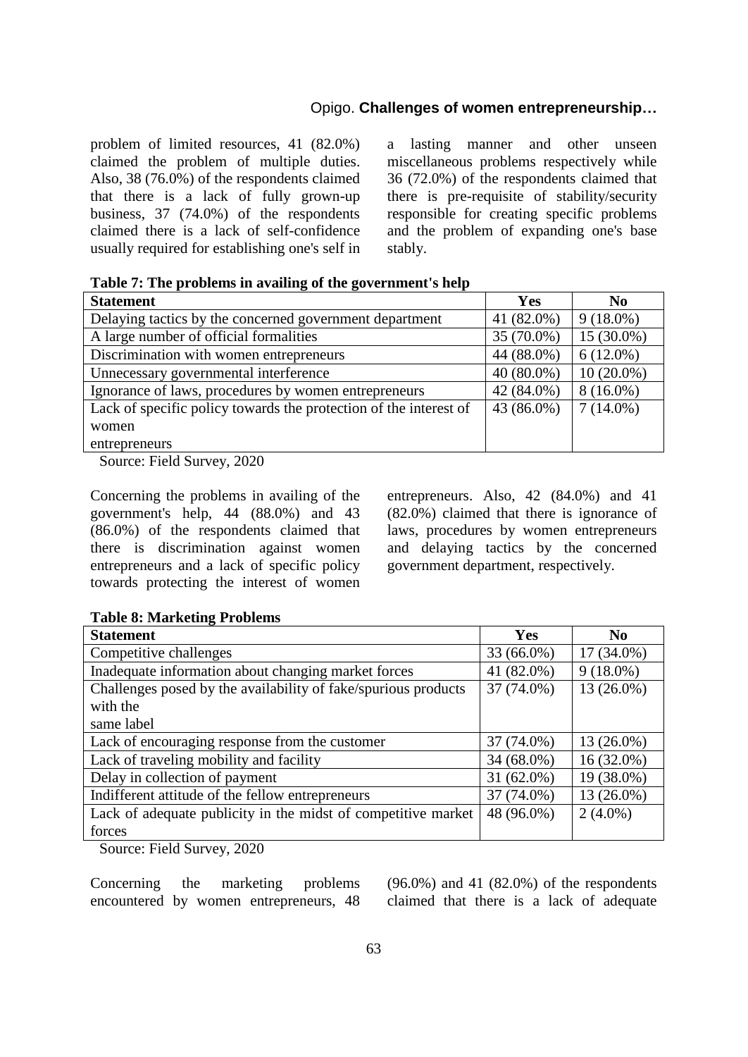problem of limited resources, 41 (82.0%) claimed the problem of multiple duties. Also, 38 (76.0%) of the respondents claimed that there is a lack of fully grown-up business, 37 (74.0%) of the respondents claimed there is a lack of self-confidence usually required for establishing one's self in a lasting manner and other unseen miscellaneous problems respectively while 36 (72.0%) of the respondents claimed that there is pre-requisite of stability/security responsible for creating specific problems and the problem of expanding one's base stably.

**Table 7: The problems in availing of the government's help**

| Statement | Yes | No |
|---|---|---|
| Delaying tactics by the concerned government department | 41 (82.0%) | 9 (18.0%) |
| A large number of official formalities | 35 (70.0%) | 15 (30.0%) |
| Discrimination with women entrepreneurs | 44 (88.0%) | 6 (12.0%) |
| Unnecessary governmental interference | 40 (80.0%) | 10 (20.0%) |
| Ignorance of laws, procedures by women entrepreneurs | 42 (84.0%) | 8 (16.0%) |
| Lack of specific policy towards the protection of the interest of women entrepreneurs | 43 (86.0%) | 7 (14.0%) |

Source: Field Survey, 2020

Concerning the problems in availing of the government's help, 44 (88.0%) and 43 (86.0%) of the respondents claimed that there is discrimination against women entrepreneurs and a lack of specific policy towards protecting the interest of women entrepreneurs. Also, 42 (84.0%) and 41 (82.0%) claimed that there is ignorance of laws, procedures by women entrepreneurs and delaying tactics by the concerned government department, respectively.

**Table 8: Marketing Problems**

| Statement | Yes | No |
|---|---|---|
| Competitive challenges | 33 (66.0%) | 17 (34.0%) |
| Inadequate information about changing market forces | 41 (82.0%) | 9 (18.0%) |
| Challenges posed by the availability of fake/spurious products with the same label | 37 (74.0%) | 13 (26.0%) |
| Lack of encouraging response from the customer | 37 (74.0%) | 13 (26.0%) |
| Lack of traveling mobility and facility | 34 (68.0%) | 16 (32.0%) |
| Delay in collection of payment | 31 (62.0%) | 19 (38.0%) |
| Indifferent attitude of the fellow entrepreneurs | 37 (74.0%) | 13 (26.0%) |
| Lack of adequate publicity in the midst of competitive market forces | 48 (96.0%) | 2 (4.0%) |

Source: Field Survey, 2020

Concerning the marketing problems encountered by women entrepreneurs, 48 (96.0%) and 41 (82.0%) of the respondents claimed that there is a lack of adequate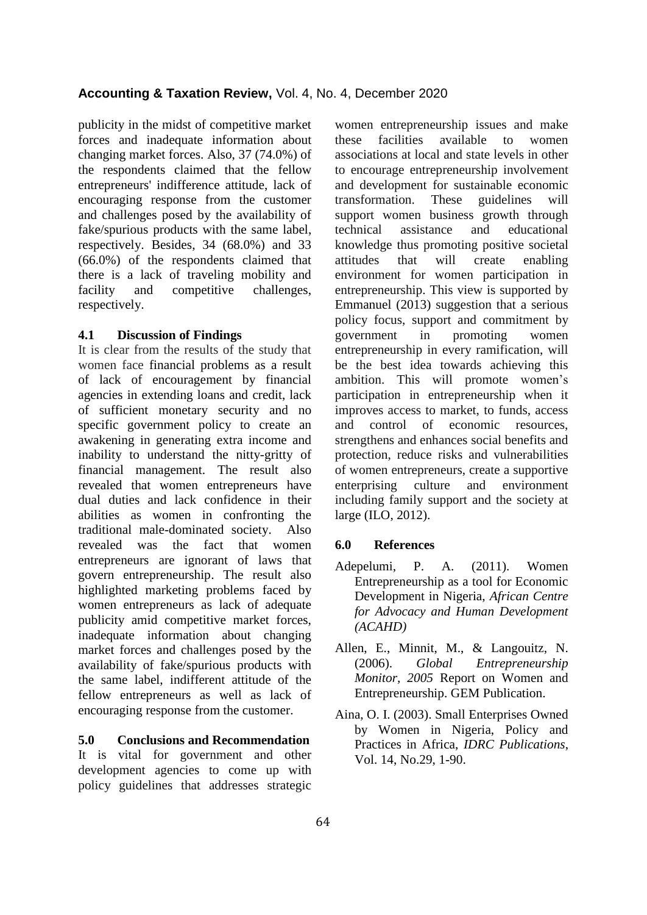publicity in the midst of competitive market forces and inadequate information about changing market forces. Also, 37 (74.0%) of the respondents claimed that the fellow entrepreneurs' indifference attitude, lack of encouraging response from the customer and challenges posed by the availability of fake/spurious products with the same label, respectively. Besides, 34 (68.0%) and 33 (66.0%) of the respondents claimed that there is a lack of traveling mobility and facility and competitive challenges, respectively.

### 4.1 Discussion of Findings

It is clear from the results of the study that women face financial problems as a result of lack of encouragement by financial agencies in extending loans and credit, lack of sufficient monetary security and no specific government policy to create an awakening in generating extra income and inability to understand the nitty-gritty of financial management. The result also revealed that women entrepreneurs have dual duties and lack confidence in their abilities as women in confronting the traditional male-dominated society. Also revealed was the fact that women entrepreneurs are ignorant of laws that govern entrepreneurship. The result also highlighted marketing problems faced by women entrepreneurs as lack of adequate publicity amid competitive market forces, inadequate information about changing market forces and challenges posed by the availability of fake/spurious products with the same label, indifferent attitude of the fellow entrepreneurs as well as lack of encouraging response from the customer.

## 5.0 Conclusions and Recommendation

It is vital for government and other development agencies to come up with policy guidelines that addresses strategic women entrepreneurship issues and make these facilities available to women associations at local and state levels in other to encourage entrepreneurship involvement and development for sustainable economic transformation. These guidelines will support women business growth through technical assistance and educational knowledge thus promoting positive societal attitudes that will create enabling environment for women participation in entrepreneurship. This view is supported by Emmanuel (2013) suggestion that a serious policy focus, support and commitment by government in promoting women entrepreneurship in every ramification, will be the best idea towards achieving this ambition. This will promote women's participation in entrepreneurship when it improves access to market, to funds, access and control of economic resources, strengthens and enhances social benefits and protection, reduce risks and vulnerabilities of women entrepreneurs, create a supportive enterprising culture and environment including family support and the society at large (ILO, 2012).

## 6.0 References

Adepelumi, P. A. (2011). Women Entrepreneurship as a tool for Economic Development in Nigeria, *African Centre for Advocacy and Human Development (ACAHD)*

Allen, E., Minnit, M., & Langouitz, N. (2006). *Global Entrepreneurship Monitor, 2005* Report on Women and Entrepreneurship. GEM Publication.

Aina, O. I. (2003). Small Enterprises Owned by Women in Nigeria, Policy and Practices in Africa, *IDRC Publications*, Vol. 14, No.29, 1-90.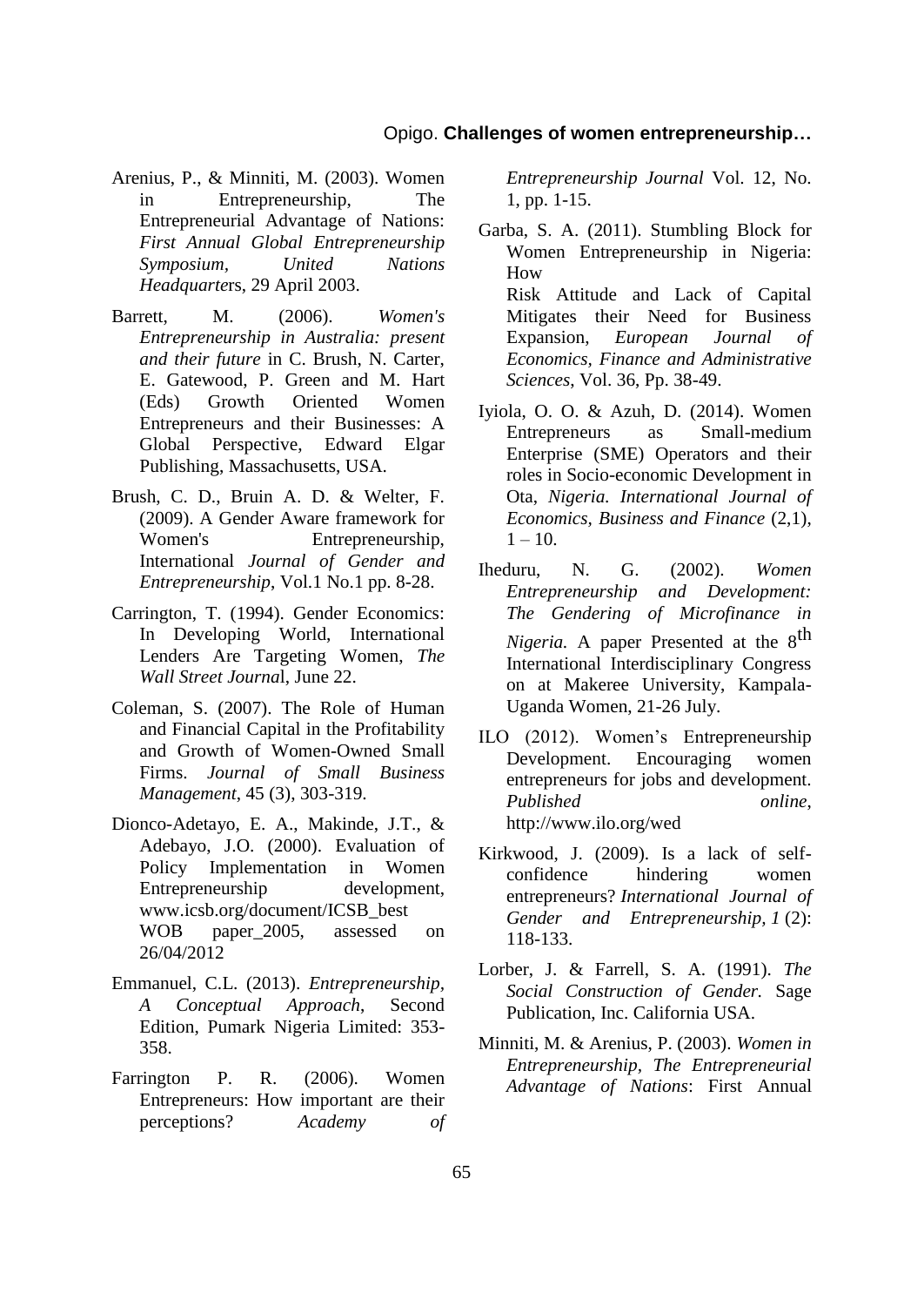Arenius, P., & Minniti, M. (2003). Women in Entrepreneurship, The Entrepreneurial Advantage of Nations: *First Annual Global Entrepreneurship Symposium*, *United Nations Headquarte*rs, 29 April 2003.

Barrett, M. (2006). *Women's Entrepreneurship in Australia: present and their future* in C. Brush, N. Carter, E. Gatewood, P. Green and M. Hart (Eds) Growth Oriented Women Entrepreneurs and their Businesses: A Global Perspective, Edward Elgar Publishing, Massachusetts, USA.

Brush, C. D., Bruin A. D. & Welter, F. (2009). A Gender Aware framework for Women's Entrepreneurship, International *Journal of Gender and Entrepreneurship*, Vol.1 No.1 pp. 8-28.

Carrington, T. (1994). Gender Economics: In Developing World, International Lenders Are Targeting Women, *The Wall Street Journa*l, June 22.

Coleman, S. (2007). The Role of Human and Financial Capital in the Profitability and Growth of Women-Owned Small Firms. *Journal of Small Business Management*, 45 (3), 303-319.

Dionco-Adetayo, E. A., Makinde, J.T., & Adebayo, J.O. (2000). Evaluation of Policy Implementation in Women Entrepreneurship development, www.icsb.org/document/ICSB_best WOB paper_2005, assessed on 26/04/2012

Emmanuel, C.L. (2013). *Entrepreneurship, A Conceptual Approach*, Second Edition, Pumark Nigeria Limited: 353-358.

Farrington P. R. (2006). Women Entrepreneurs: How important are their perceptions? *Academy of Entrepreneurship Journal* Vol. 12, No. 1, pp. 1-15.

Garba, S. A. (2011). Stumbling Block for Women Entrepreneurship in Nigeria: How
Risk Attitude and Lack of Capital Mitigates their Need for Business Expansion, *European Journal of Economics, Finance and Administrative Sciences*, Vol. 36, Pp. 38-49.

Iyiola, O. O. & Azuh, D. (2014). Women Entrepreneurs as Small-medium Enterprise (SME) Operators and their roles in Socio-economic Development in Ota, *Nigeria. International Journal of Economics, Business and Finance* (2,1), 1 – 10.

Iheduru, N. G. (2002). *Women Entrepreneurship and Development: The Gendering of Microfinance in Nigeria.* A paper Presented at the 8th International Interdisciplinary Congress on at Makeree University, Kampala-Uganda Women, 21-26 July.

ILO (2012). Women's Entrepreneurship Development. Encouraging women entrepreneurs for jobs and development. *Published online*, http://www.ilo.org/wed

Kirkwood, J. (2009). Is a lack of self-confidence hindering women entrepreneurs? *International Journal of Gender and Entrepreneurship, 1* (2): 118-133.

Lorber, J. & Farrell, S. A. (1991). *The Social Construction of Gender.* Sage Publication, Inc. California USA.

Minniti, M. & Arenius, P. (2003). *Women in Entrepreneurship, The Entrepreneurial Advantage of Nations*: First Annual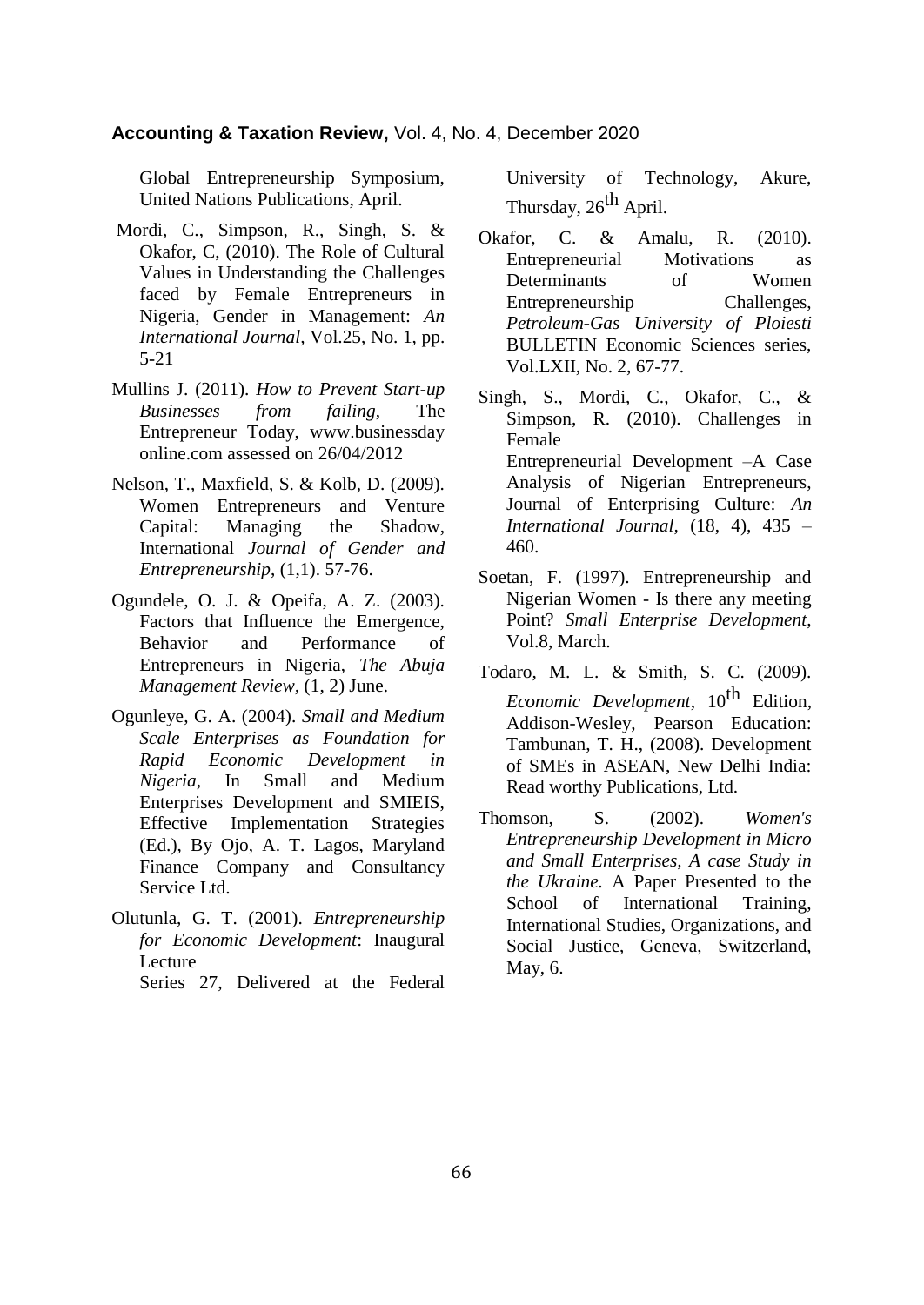Global Entrepreneurship Symposium, United Nations Publications, April.

Mordi, C., Simpson, R., Singh, S. & Okafor, C, (2010). The Role of Cultural Values in Understanding the Challenges faced by Female Entrepreneurs in Nigeria, Gender in Management: *An International Journal*, Vol.25, No. 1, pp. 5-21

Mullins J. (2011). *How to Prevent Start-up Businesses from failing*, The Entrepreneur Today, www.businessday online.com assessed on 26/04/2012

Nelson, T., Maxfield, S. & Kolb, D. (2009). Women Entrepreneurs and Venture Capital: Managing the Shadow, International *Journal of Gender and Entrepreneurship*, (1,1). 57-76.

Ogundele, O. J. & Opeifa, A. Z. (2003). Factors that Influence the Emergence, Behavior and Performance of Entrepreneurs in Nigeria, *The Abuja Management Review*, (1, 2) June.

Ogunleye, G. A. (2004). *Small and Medium Scale Enterprises as Foundation for Rapid Economic Development in Nigeria*, In Small and Medium Enterprises Development and SMIEIS, Effective Implementation Strategies (Ed.), By Ojo, A. T. Lagos, Maryland Finance Company and Consultancy Service Ltd.

Olutunla, G. T. (2001). *Entrepreneurship for Economic Development*: Inaugural Lecture
Series 27, Delivered at the Federal University of Technology, Akure, Thursday, 26th April.

Okafor, C. & Amalu, R. (2010). Entrepreneurial Motivations as Determinants of Women Entrepreneurship Challenges, *Petroleum-Gas University of Ploiesti* BULLETIN Economic Sciences series, Vol.LXII, No. 2, 67-77.

Singh, S., Mordi, C., Okafor, C., & Simpson, R. (2010). Challenges in Female
Entrepreneurial Development –A Case Analysis of Nigerian Entrepreneurs, Journal of Enterprising Culture: *An International Journal*, (18, 4), 435 – 460.

Soetan, F. (1997). Entrepreneurship and Nigerian Women - Is there any meeting Point? *Small Enterprise Development*, Vol.8, March.

Todaro, M. L. & Smith, S. C. (2009). *Economic Development*, 10th Edition, Addison-Wesley, Pearson Education: Tambunan, T. H., (2008). Development of SMEs in ASEAN, New Delhi India: Read worthy Publications, Ltd.

Thomson, S. (2002). *Women's Entrepreneurship Development in Micro and Small Enterprises, A case Study in the Ukraine.* A Paper Presented to the School of International Training, International Studies, Organizations, and Social Justice, Geneva, Switzerland, May, 6.